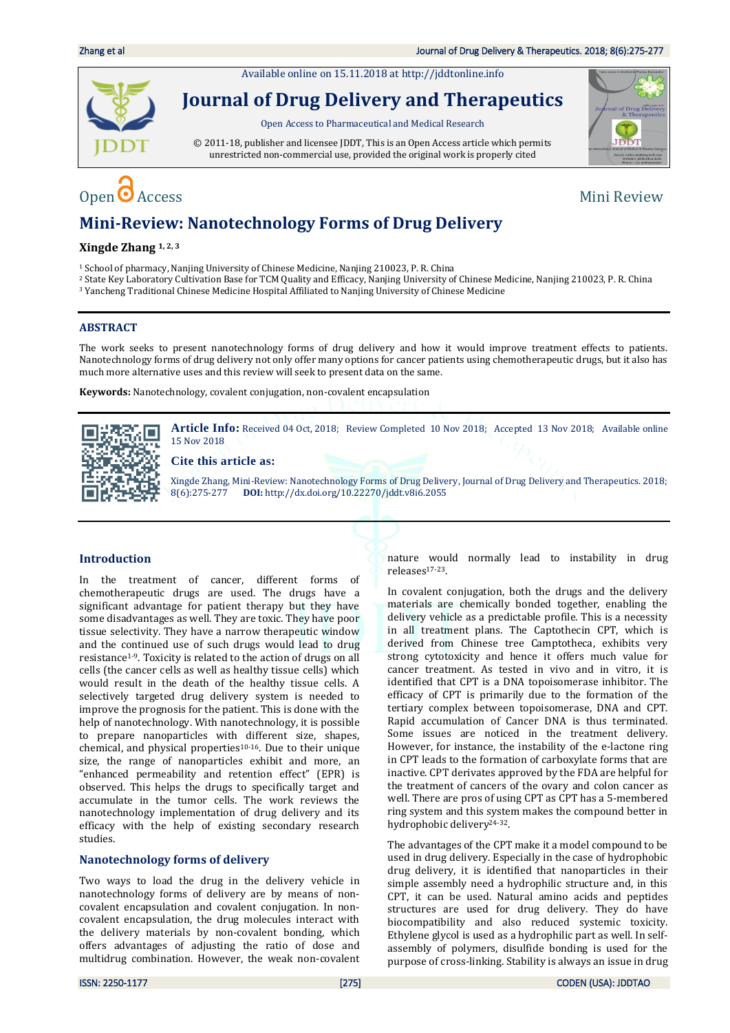Available online on 15.11.2018 at http://jddtonline.info

# Journal of Drug Delivery and Therapeutics

Open Access to Pharmaceutical and Medical Research

© 2011-18, publisher and licensee JDDT, This is an Open Access article which permits unrestricted non-commercial use, provided the original work is properly cited

Open Access | Mini Review

# Mini-Review: Nanotechnology Forms of Drug Delivery

**Xingde Zhang** [1, 2, 3]

[1] School of pharmacy, Nanjing University of Chinese Medicine, Nanjing 210023, P. R. China

[2] State Key Laboratory Cultivation Base for TCM Quality and Efficacy, Nanjing University of Chinese Medicine, Nanjing 210023, P. R. China

[3] Yancheng Traditional Chinese Medicine Hospital Affiliated to Nanjing University of Chinese Medicine

## ABSTRACT

The work seeks to present nanotechnology forms of drug delivery and how it would improve treatment effects to patients. Nanotechnology forms of drug delivery not only offer many options for cancer patients using chemotherapeutic drugs, but it also has much more alternative uses and this review will seek to present data on the same.

**Keywords:** Nanotechnology, covalent conjugation, non-covalent encapsulation

**Article Info:** Received 04 Oct, 2018; Review Completed 10 Nov 2018; Accepted 13 Nov 2018; Available online 15 Nov 2018

**Cite this article as:**

Xingde Zhang, Mini-Review: Nanotechnology Forms of Drug Delivery, Journal of Drug Delivery and Therapeutics. 2018; 8(6):275-277 **DOI:** http://dx.doi.org/10.22270/jddt.v8i6.2055

## Introduction

In the treatment of cancer, different forms of chemotherapeutic drugs are used. The drugs have a significant advantage for patient therapy but they have some disadvantages as well. They are toxic. They have poor tissue selectivity. They have a narrow therapeutic window and the continued use of such drugs would lead to drug resistance[1-9]. Toxicity is related to the action of drugs on all cells (the cancer cells as well as healthy tissue cells) which would result in the death of the healthy tissue cells. A selectively targeted drug delivery system is needed to improve the prognosis for the patient. This is done with the help of nanotechnology. With nanotechnology, it is possible to prepare nanoparticles with different size, shapes, chemical, and physical properties[10-16]. Due to their unique size, the range of nanoparticles exhibit and more, an "enhanced permeability and retention effect" (EPR) is observed. This helps the drugs to specifically target and accumulate in the tumor cells. The work reviews the nanotechnology implementation of drug delivery and its efficacy with the help of existing secondary research studies.

## Nanotechnology forms of delivery

Two ways to load the drug in the delivery vehicle in nanotechnology forms of delivery are by means of non-covalent encapsulation and covalent conjugation. In non-covalent encapsulation, the drug molecules interact with the delivery materials by non-covalent bonding, which offers advantages of adjusting the ratio of dose and multidrug combination. However, the weak non-covalent nature would normally lead to instability in drug releases[17-23].

In covalent conjugation, both the drugs and the delivery materials are chemically bonded together, enabling the delivery vehicle as a predictable profile. This is a necessity in all treatment plans. The Captothecin CPT, which is derived from Chinese tree Camptotheca, exhibits very strong cytotoxicity and hence it offers much value for cancer treatment. As tested in vivo and in vitro, it is identified that CPT is a DNA topoisomerase inhibitor. The efficacy of CPT is primarily due to the formation of the tertiary complex between topoisomerase, DNA and CPT. Rapid accumulation of Cancer DNA is thus terminated. Some issues are noticed in the treatment delivery. However, for instance, the instability of the e-lactone ring in CPT leads to the formation of carboxylate forms that are inactive. CPT derivates approved by the FDA are helpful for the treatment of cancers of the ovary and colon cancer as well. There are pros of using CPT as CPT has a 5-membered ring system and this system makes the compound better in hydrophobic delivery[24-32].

The advantages of the CPT make it a model compound to be used in drug delivery. Especially in the case of hydrophobic drug delivery, it is identified that nanoparticles in their simple assembly need a hydrophilic structure and, in this CPT, it can be used. Natural amino acids and peptides structures are used for drug delivery. They do have biocompatibility and also reduced systemic toxicity. Ethylene glycol is used as a hydrophilic part as well. In self-assembly of polymers, disulfide bonding is used for the purpose of cross-linking. Stability is always an issue in drug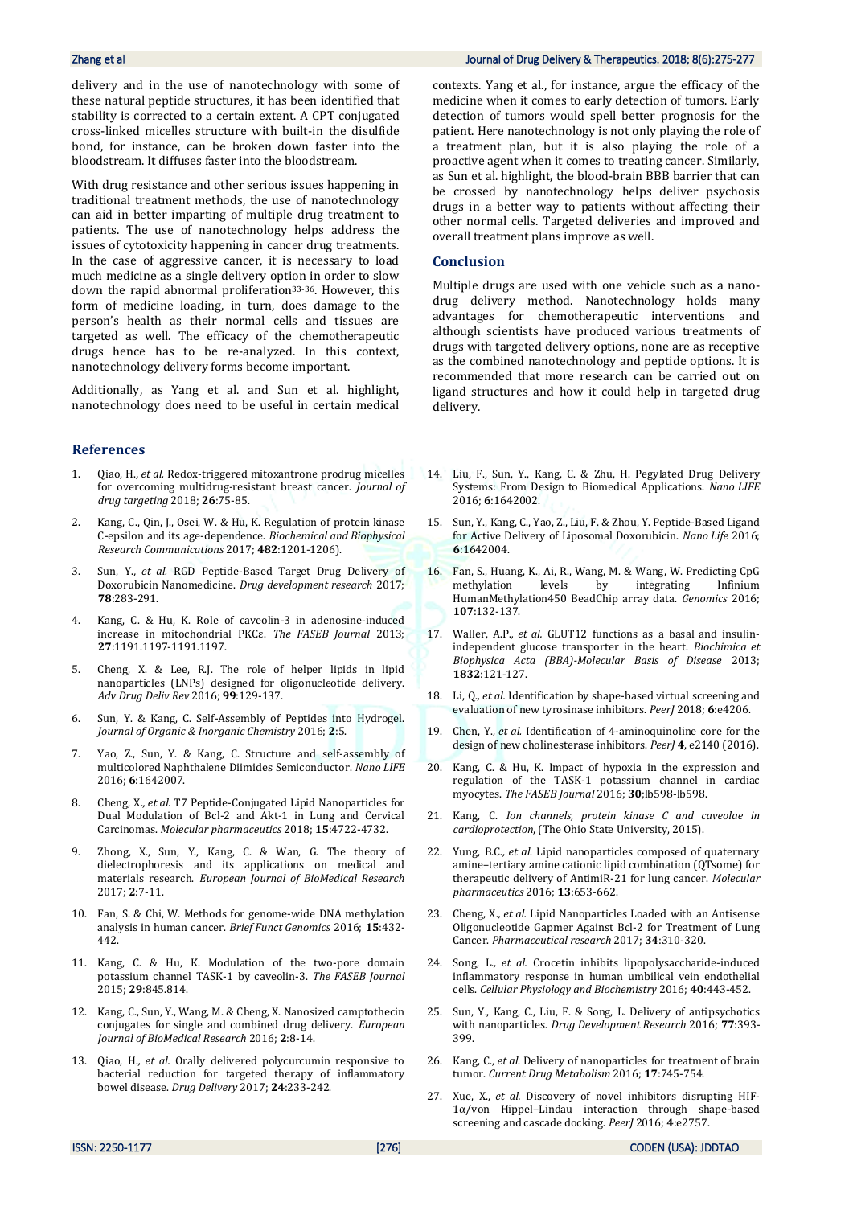delivery and in the use of nanotechnology with some of these natural peptide structures, it has been identified that stability is corrected to a certain extent. A CPT conjugated cross-linked micelles structure with built-in the disulfide bond, for instance, can be broken down faster into the bloodstream. It diffuses faster into the bloodstream.

With drug resistance and other serious issues happening in traditional treatment methods, the use of nanotechnology can aid in better imparting of multiple drug treatment to patients. The use of nanotechnology helps address the issues of cytotoxicity happening in cancer drug treatments. In the case of aggressive cancer, it is necessary to load much medicine as a single delivery option in order to slow down the rapid abnormal proliferation[33-36]. However, this form of medicine loading, in turn, does damage to the person's health as their normal cells and tissues are targeted as well. The efficacy of the chemotherapeutic drugs hence has to be re-analyzed. In this context, nanotechnology delivery forms become important.

Additionally, as Yang et al. and Sun et al. highlight, nanotechnology does need to be useful in certain medical contexts. Yang et al., for instance, argue the efficacy of the medicine when it comes to early detection of tumors. Early detection of tumors would spell better prognosis for the patient. Here nanotechnology is not only playing the role of a treatment plan, but it is also playing the role of a proactive agent when it comes to treating cancer. Similarly, as Sun et al. highlight, the blood-brain BBB barrier that can be crossed by nanotechnology helps deliver psychosis drugs in a better way to patients without affecting their other normal cells. Targeted deliveries and improved and overall treatment plans improve as well.

## Conclusion

Multiple drugs are used with one vehicle such as a nano-drug delivery method. Nanotechnology holds many advantages for chemotherapeutic interventions and although scientists have produced various treatments of drugs with targeted delivery options, none are as receptive as the combined nanotechnology and peptide options. It is recommended that more research can be carried out on ligand structures and how it could help in targeted drug delivery.

## References

1. Qiao, H., *et al.* Redox-triggered mitoxantrone prodrug micelles for overcoming multidrug-resistant breast cancer. *Journal of drug targeting* 2018; **26**:75-85.
2. Kang, C., Qin, J., Osei, W. & Hu, K. Regulation of protein kinase C-epsilon and its age-dependence. *Biochemical and Biophysical Research Communications* 2017; **482**:1201-1206).
3. Sun, Y., *et al.* RGD Peptide-Based Target Drug Delivery of Doxorubicin Nanomedicine. *Drug development research* 2017; **78**:283-291.
4. Kang, C. & Hu, K. Role of caveolin-3 in adenosine-induced increase in mitochondrial PKCε. *The FASEB Journal* 2013; **27**:1191.1197-1191.1197.
5. Cheng, X. & Lee, RJ. The role of helper lipids in lipid nanoparticles (LNPs) designed for oligonucleotide delivery. *Adv Drug Deliv Rev* 2016; **99**:129-137.
6. Sun, Y. & Kang, C. Self-Assembly of Peptides into Hydrogel. *Journal of Organic & Inorganic Chemistry* 2016; **2**:5.
7. Yao, Z., Sun, Y. & Kang, C. Structure and self-assembly of multicolored Naphthalene Diimides Semiconductor. *Nano LIFE* 2016; **6**:1642007.
8. Cheng, X., *et al.* T7 Peptide-Conjugated Lipid Nanoparticles for Dual Modulation of Bcl-2 and Akt-1 in Lung and Cervical Carcinomas. *Molecular pharmaceutics* 2018; **15**:4722-4732.
9. Zhong, X., Sun, Y., Kang, C. & Wan, G. The theory of dielectrophoresis and its applications on medical and materials research. *European Journal of BioMedical Research* 2017; **2**:7-11.
10. Fan, S. & Chi, W. Methods for genome-wide DNA methylation analysis in human cancer. *Brief Funct Genomics* 2016; **15**:432-442.
11. Kang, C. & Hu, K. Modulation of the two-pore domain potassium channel TASK-1 by caveolin-3. *The FASEB Journal* 2015; **29**:845.814.
12. Kang, C., Sun, Y., Wang, M. & Cheng, X. Nanosized camptothecin conjugates for single and combined drug delivery. *European Journal of BioMedical Research* 2016; **2**:8-14.
13. Qiao, H., *et al.* Orally delivered polycurcumin responsive to bacterial reduction for targeted therapy of inflammatory bowel disease. *Drug Delivery* 2017; **24**:233-242.
14. Liu, F., Sun, Y., Kang, C. & Zhu, H. Pegylated Drug Delivery Systems: From Design to Biomedical Applications. *Nano LIFE* 2016; **6**:1642002.
15. Sun, Y., Kang, C., Yao, Z., Liu, F. & Zhou, Y. Peptide-Based Ligand for Active Delivery of Liposomal Doxorubicin. *Nano Life* 2016; **6**:1642004.
16. Fan, S., Huang, K., Ai, R., Wang, M. & Wang, W. Predicting CpG methylation levels by integrating Infinium HumanMethylation450 BeadChip array data. *Genomics* 2016; **107**:132-137.
17. Waller, A.P., *et al.* GLUT12 functions as a basal and insulin-independent glucose transporter in the heart. *Biochimica et Biophysica Acta (BBA)-Molecular Basis of Disease* 2013; **1832**:121-127.
18. Li, Q., *et al.* Identification by shape-based virtual screening and evaluation of new tyrosinase inhibitors. *PeerJ* 2018; **6**:e4206.
19. Chen, Y., *et al.* Identification of 4-aminoquinoline core for the design of new cholinesterase inhibitors. *PeerJ* **4**, e2140 (2016).
20. Kang, C. & Hu, K. Impact of hypoxia in the expression and regulation of the TASK-1 potassium channel in cardiac myocytes. *The FASEB Journal* 2016; **30**;lb598-lb598.
21. Kang, C. *Ion channels, protein kinase C and caveolae in cardioprotection*, (The Ohio State University, 2015).
22. Yung, B.C., *et al.* Lipid nanoparticles composed of quaternary amine–tertiary amine cationic lipid combination (QTsome) for therapeutic delivery of AntimiR-21 for lung cancer. *Molecular pharmaceutics* 2016; **13**:653-662.
23. Cheng, X., *et al.* Lipid Nanoparticles Loaded with an Antisense Oligonucleotide Gapmer Against Bcl-2 for Treatment of Lung Cancer. *Pharmaceutical research* 2017; **34**:310-320.
24. Song, L., *et al.* Crocetin inhibits lipopolysaccharide-induced inflammatory response in human umbilical vein endothelial cells. *Cellular Physiology and Biochemistry* 2016; **40**:443-452.
25. Sun, Y., Kang, C., Liu, F. & Song, L. Delivery of antipsychotics with nanoparticles. *Drug Development Research* 2016; **77**:393-399.
26. Kang, C., *et al.* Delivery of nanoparticles for treatment of brain tumor. *Current Drug Metabolism* 2016; **17**:745-754.
27. Xue, X., *et al.* Discovery of novel inhibitors disrupting HIF-1α/von Hippel–Lindau interaction through shape-based screening and cascade docking. *PeerJ* 2016; **4**:e2757.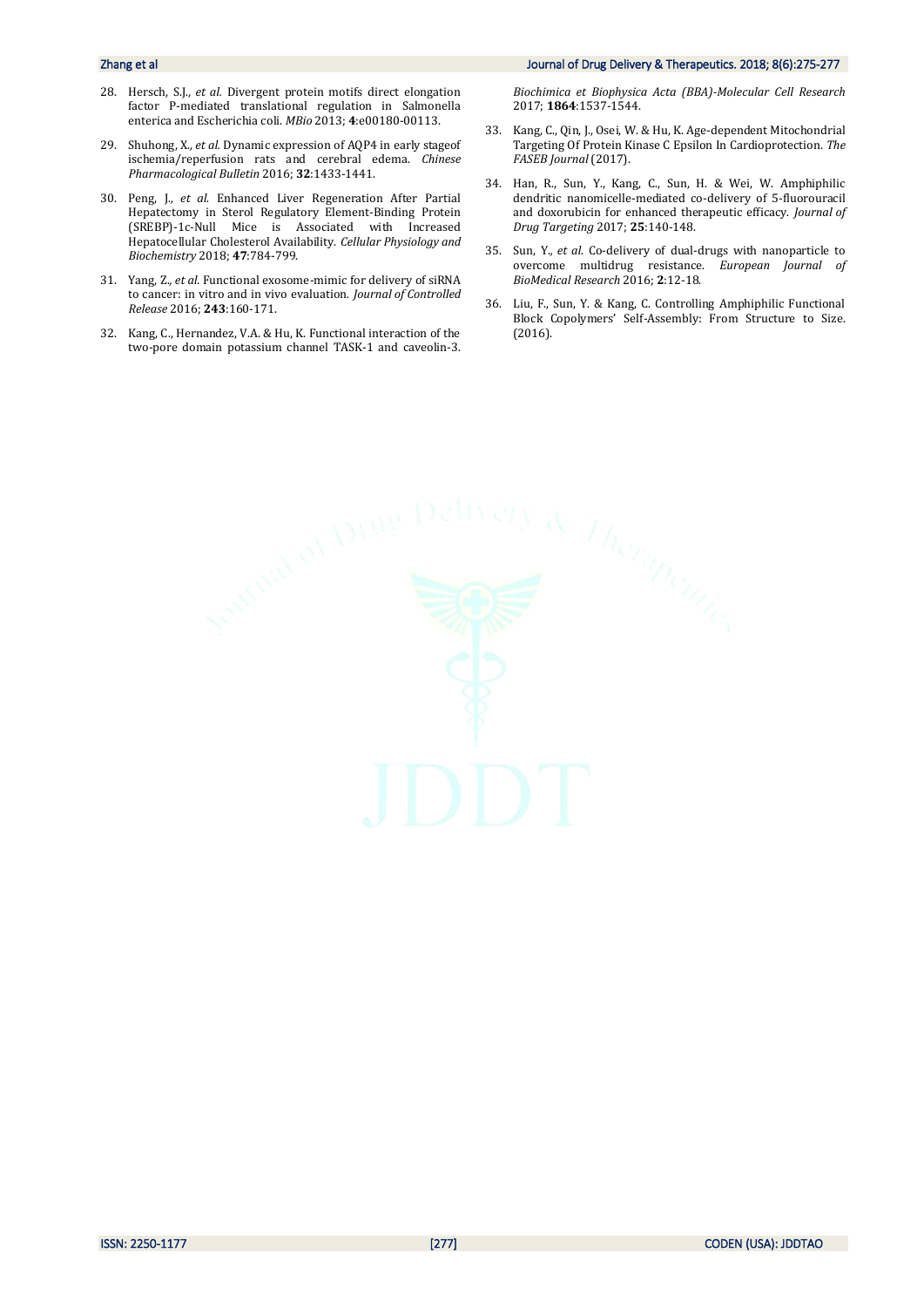28. Hersch, S.J., *et al.* Divergent protein motifs direct elongation factor P-mediated translational regulation in Salmonella enterica and Escherichia coli. *MBio* 2013; **4**:e00180-00113.

29. Shuhong, X., *et al.* Dynamic expression of AQP4 in early stageof ischemia/reperfusion rats and cerebral edema. *Chinese Pharmacological Bulletin* 2016; **32**:1433-1441.

30. Peng, J., *et al.* Enhanced Liver Regeneration After Partial Hepatectomy in Sterol Regulatory Element-Binding Protein (SREBP)-1c-Null Mice is Associated with Increased Hepatocellular Cholesterol Availability. *Cellular Physiology and Biochemistry* 2018; **47**:784-799.

31. Yang, Z., *et al.* Functional exosome-mimic for delivery of siRNA to cancer: in vitro and in vivo evaluation. *Journal of Controlled Release* 2016; **243**:160-171.

32. Kang, C., Hernandez, V.A. & Hu, K. Functional interaction of the two-pore domain potassium channel TASK-1 and caveolin-3. *Biochimica et Biophysica Acta (BBA)-Molecular Cell Research* 2017; **1864**:1537-1544.

33. Kang, C., Qin, J., Osei, W. & Hu, K. Age-dependent Mitochondrial Targeting Of Protein Kinase C Epsilon In Cardioprotection. *The FASEB Journal* (2017).

34. Han, R., Sun, Y., Kang, C., Sun, H. & Wei, W. Amphiphilic dendritic nanomicelle-mediated co-delivery of 5-fluorouracil and doxorubicin for enhanced therapeutic efficacy. *Journal of Drug Targeting* 2017; **25**:140-148.

35. Sun, Y., *et al.* Co-delivery of dual-drugs with nanoparticle to overcome multidrug resistance. *European Journal of BioMedical Research* 2016; **2**:12-18.

36. Liu, F., Sun, Y. & Kang, C. Controlling Amphiphilic Functional Block Copolymers' Self-Assembly: From Structure to Size. (2016).